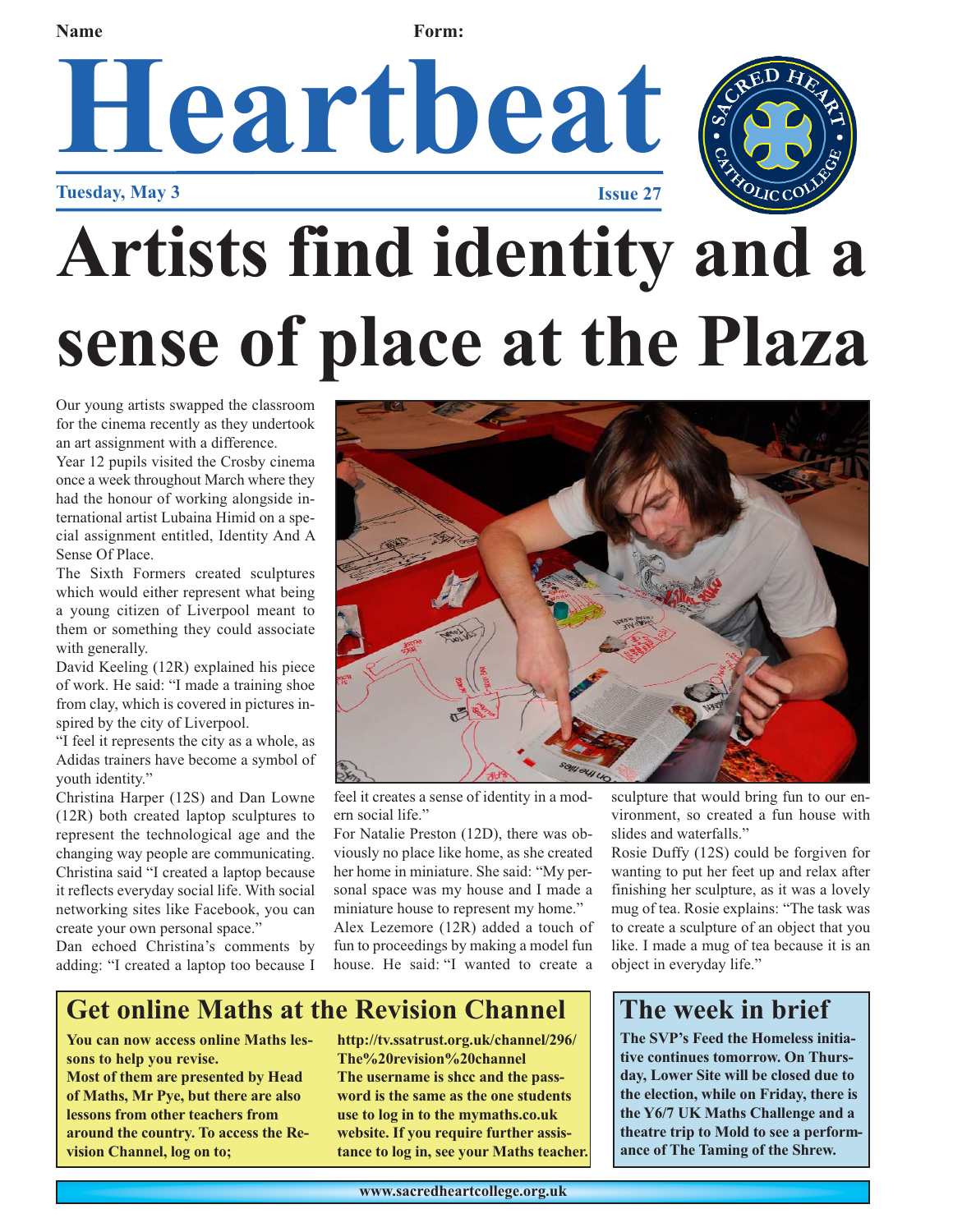Name Form:

# Heartbeat

**Tuesday, May 3** **Issue 27**

# Artists find identity and a sense of place at the Plaza

Our young artists swapped the classroom for the cinema recently as they undertook an art assignment with a difference.

Year 12 pupils visited the Crosby cinema once a week throughout March where they had the honour of working alongside international artist Lubaina Himid on a special assignment entitled, Identity And A Sense Of Place.

The Sixth Formers created sculptures which would either represent what being a young citizen of Liverpool meant to them or something they could associate with generally.

David Keeling (12R) explained his piece of work. He said: "I made a training shoe from clay, which is covered in pictures inspired by the city of Liverpool.

"I feel it represents the city as a whole, as Adidas trainers have become a symbol of youth identity."

Christina Harper (12S) and Dan Lowne (12R) both created laptop sculptures to represent the technological age and the changing way people are communicating. Christina said "I created a laptop because it reflects everyday social life. With social networking sites like Facebook, you can create your own personal space."

Dan echoed Christina's comments by adding: "I created a laptop too because I feel it creates a sense of identity in a modern social life."

For Natalie Preston (12D), there was obviously no place like home, as she created her home in miniature. She said: "My personal space was my house and I made a miniature house to represent my home."

Alex Lezemore (12R) added a touch of fun to proceedings by making a model fun house. He said: "I wanted to create a sculpture that would bring fun to our environment, so created a fun house with slides and waterfalls."

Rosie Duffy (12S) could be forgiven for wanting to put her feet up and relax after finishing her sculpture, as it was a lovely mug of tea. Rosie explains: "The task was to create a sculpture of an object that you like. I made a mug of tea because it is an object in everyday life."

## Get online Maths at the Revision Channel

**You can now access online Maths lessons to help you revise.**

**Most of them are presented by Head of Maths, Mr Pye, but there are also lessons from other teachers from around the country. To access the Revision Channel, log on to;**

**http://tv.ssatrust.org.uk/channel/296/The%20revision%20channel**

**The username is shcc and the password is the same as the one students use to log in to the mymaths.co.uk website. If you require further assistance to log in, see your Maths teacher.**

## The week in brief

**The SVP's Feed the Homeless initiative continues tomorrow. On Thursday, Lower Site will be closed due to the election, while on Friday, there is the Y6/7 UK Maths Challenge and a theatre trip to Mold to see a performance of The Taming of the Shrew.**

www.sacredheartcollege.org.uk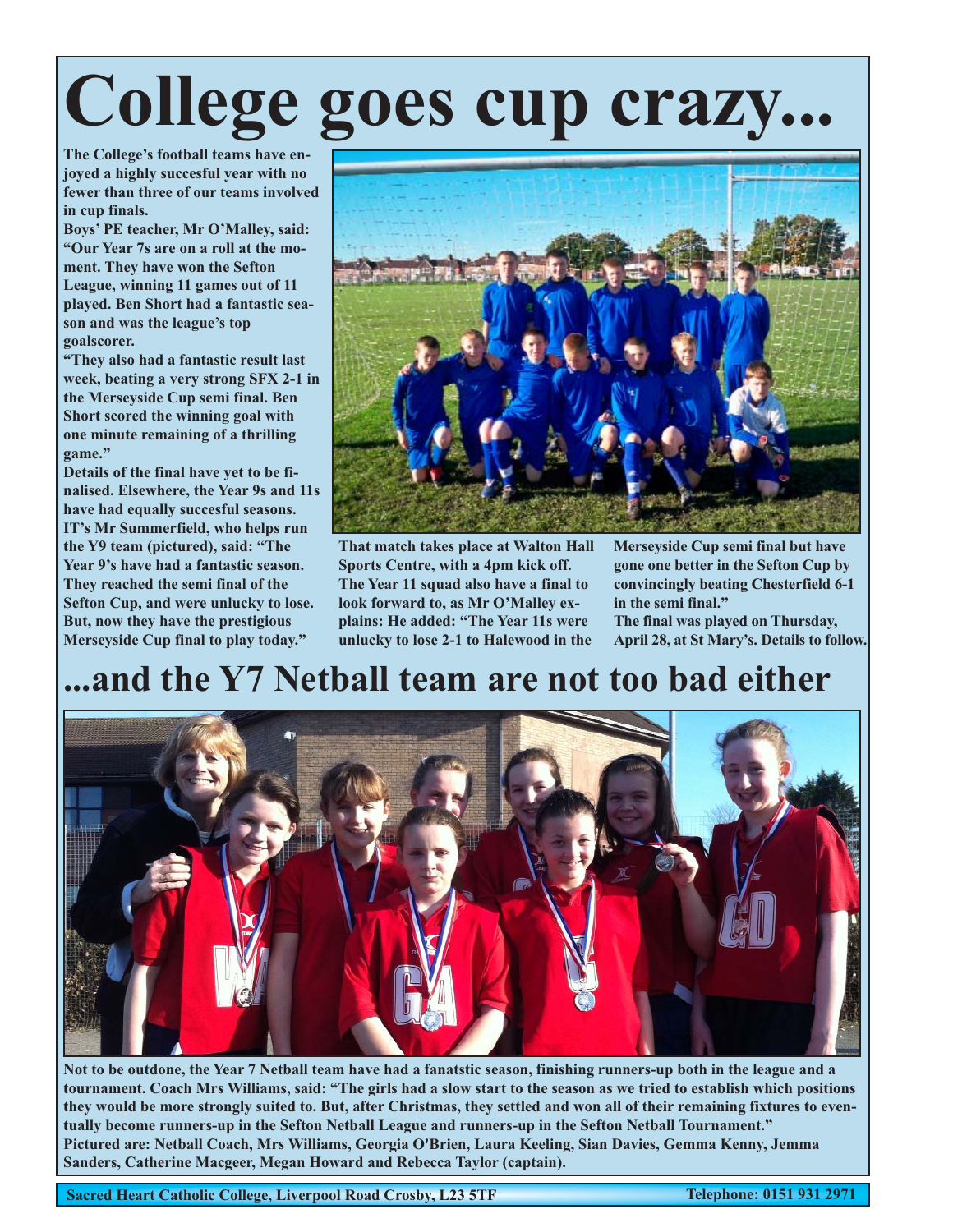# College goes cup crazy...

**The College's football teams have enjoyed a highly succesful year with no fewer than three of our teams involved in cup finals.**

**Boys' PE teacher, Mr O'Malley, said: "Our Year 7s are on a roll at the moment. They have won the Sefton League, winning 11 games out of 11 played. Ben Short had a fantastic season and was the league's top goalscorer.**

**"They also had a fantastic result last week, beating a very strong SFX 2-1 in the Merseyside Cup semi final. Ben Short scored the winning goal with one minute remaining of a thrilling game."**

**Details of the final have yet to be finalised. Elsewhere, the Year 9s and 11s have had equally succesful seasons. IT's Mr Summerfield, who helps run the Y9 team (pictured), said: "The Year 9's have had a fantastic season. They reached the semi final of the Sefton Cup, and were unlucky to lose. But, now they have the prestigious Merseyside Cup final to play today."**

**That match takes place at Walton Hall Sports Centre, with a 4pm kick off. The Year 11 squad also have a final to look forward to, as Mr O'Malley explains: He added: "The Year 11s were unlucky to lose 2-1 to Halewood in the Merseyside Cup semi final but have gone one better in the Sefton Cup by convincingly beating Chesterfield 6-1 in the semi final."**

**The final was played on Thursday, April 28, at St Mary's. Details to follow.**

## ...and the Y7 Netball team are not too bad either

**Not to be outdone, the Year 7 Netball team have had a fanatstic season, finishing runners-up both in the league and a tournament. Coach Mrs Williams, said: "The girls had a slow start to the season as we tried to establish which positions they would be more strongly suited to. But, after Christmas, they settled and won all of their remaining fixtures to eventually become runners-up in the Sefton Netball League and runners-up in the Sefton Netball Tournament."**

**Pictured are: Netball Coach, Mrs Williams, Georgia O'Brien, Laura Keeling, Sian Davies, Gemma Kenny, Jemma Sanders, Catherine Macgeer, Megan Howard and Rebecca Taylor (captain).**

**Sacred Heart Catholic College, Liverpool Road Crosby, L23 5TF** **Telephone: 0151 931 2971**